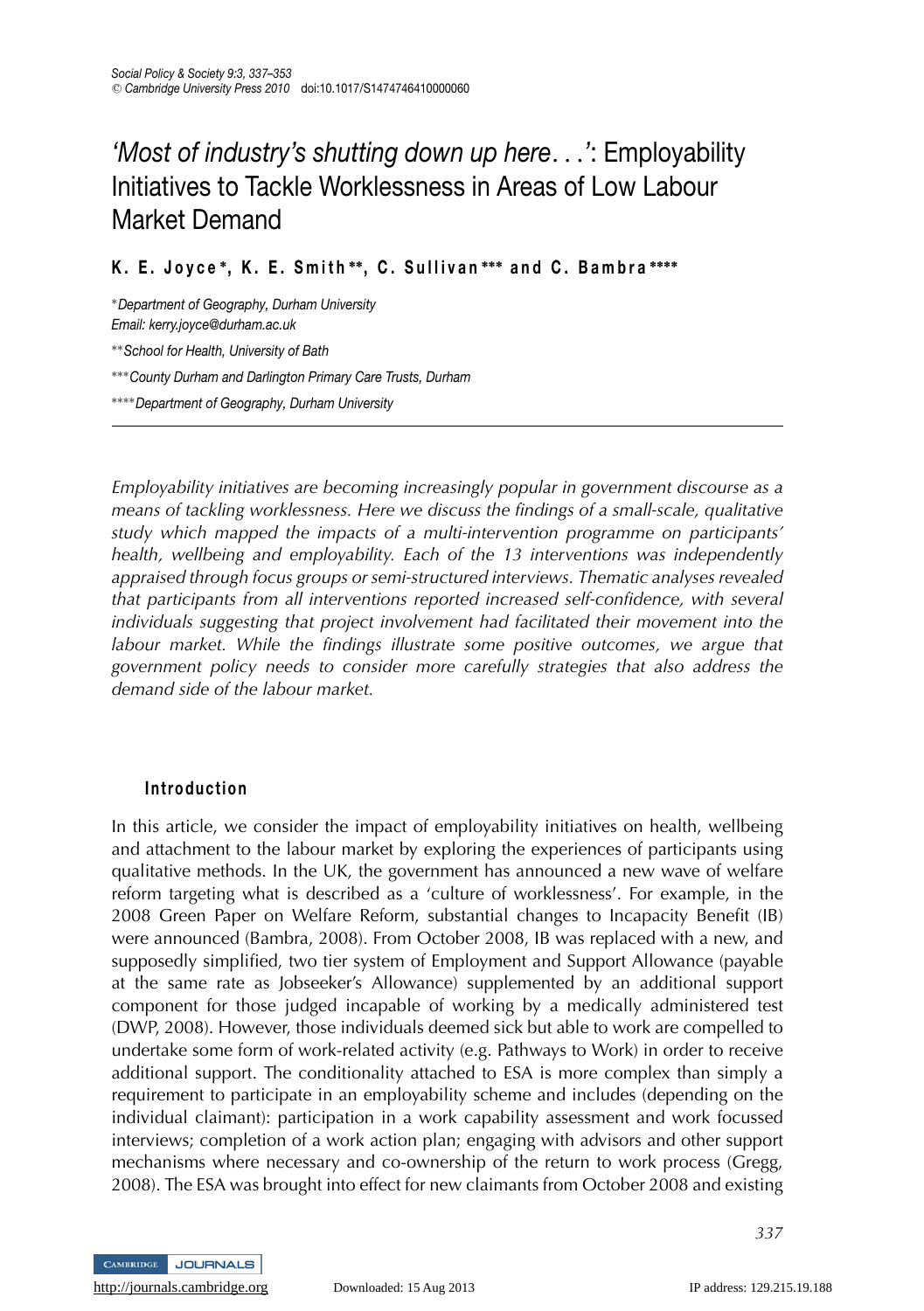# *'Most of industry's shutting down up here…'*: Employability Initiatives to Tackle Worklessness in Areas of Low Labour Market Demand

**K. E. Joyce\*, K. E. Smith\*\*, C. Sullivan\*\*\* and C. Bambra\*\*\*\***

\**Department of Geography, Durham University*
*Email: kerry.joyce@durham.ac.uk*

\*\**School for Health, University of Bath*

\*\*\**County Durham and Darlington Primary Care Trusts, Durham*

\*\*\*\**Department of Geography, Durham University*

---

*Employability initiatives are becoming increasingly popular in government discourse as a means of tackling worklessness. Here we discuss the findings of a small-scale, qualitative study which mapped the impacts of a multi-intervention programme on participants' health, wellbeing and employability. Each of the 13 interventions was independently appraised through focus groups or semi-structured interviews. Thematic analyses revealed that participants from all interventions reported increased self-confidence, with several individuals suggesting that project involvement had facilitated their movement into the labour market. While the findings illustrate some positive outcomes, we argue that government policy needs to consider more carefully strategies that also address the demand side of the labour market.*

## Introduction

In this article, we consider the impact of employability initiatives on health, wellbeing and attachment to the labour market by exploring the experiences of participants using qualitative methods. In the UK, the government has announced a new wave of welfare reform targeting what is described as a 'culture of worklessness'. For example, in the 2008 Green Paper on Welfare Reform, substantial changes to Incapacity Benefit (IB) were announced (Bambra, 2008). From October 2008, IB was replaced with a new, and supposedly simplified, two tier system of Employment and Support Allowance (payable at the same rate as Jobseeker's Allowance) supplemented by an additional support component for those judged incapable of working by a medically administered test (DWP, 2008). However, those individuals deemed sick but able to work are compelled to undertake some form of work-related activity (e.g. Pathways to Work) in order to receive additional support. The conditionality attached to ESA is more complex than simply a requirement to participate in an employability scheme and includes (depending on the individual claimant): participation in a work capability assessment and work focussed interviews; completion of a work action plan; engaging with advisors and other support mechanisms where necessary and co-ownership of the return to work process (Gregg, 2008). The ESA was brought into effect for new claimants from October 2008 and existing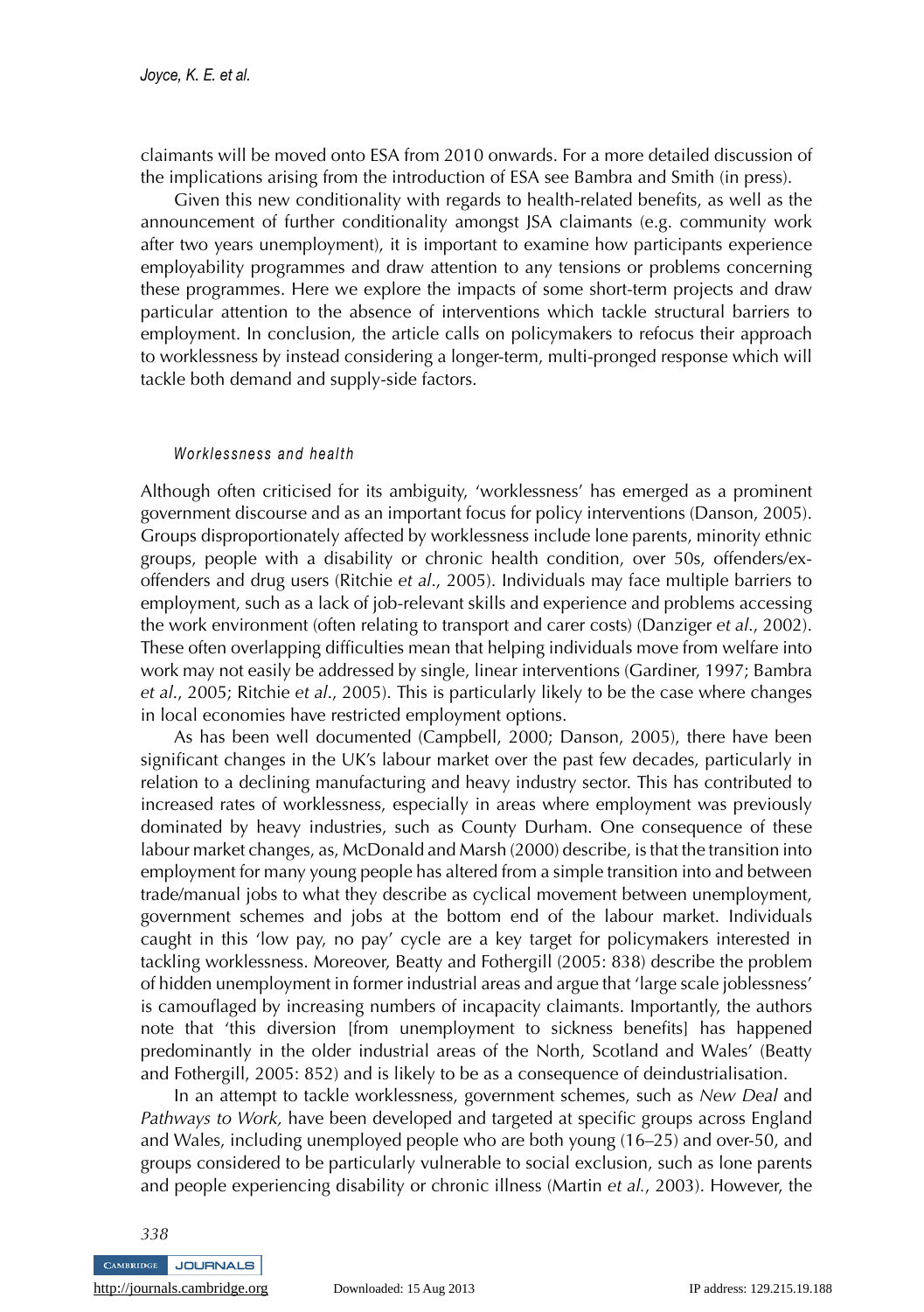claimants will be moved onto ESA from 2010 onwards. For a more detailed discussion of the implications arising from the introduction of ESA see Bambra and Smith (in press).

Given this new conditionality with regards to health-related benefits, as well as the announcement of further conditionality amongst JSA claimants (e.g. community work after two years unemployment), it is important to examine how participants experience employability programmes and draw attention to any tensions or problems concerning these programmes. Here we explore the impacts of some short-term projects and draw particular attention to the absence of interventions which tackle structural barriers to employment. In conclusion, the article calls on policymakers to refocus their approach to worklessness by instead considering a longer-term, multi-pronged response which will tackle both demand and supply-side factors.

### *Worklessness and health*

Although often criticised for its ambiguity, 'worklessness' has emerged as a prominent government discourse and as an important focus for policy interventions (Danson, 2005). Groups disproportionately affected by worklessness include lone parents, minority ethnic groups, people with a disability or chronic health condition, over 50s, offenders/ex-offenders and drug users (Ritchie *et al*., 2005). Individuals may face multiple barriers to employment, such as a lack of job-relevant skills and experience and problems accessing the work environment (often relating to transport and carer costs) (Danziger *et al*., 2002). These often overlapping difficulties mean that helping individuals move from welfare into work may not easily be addressed by single, linear interventions (Gardiner, 1997; Bambra *et al*., 2005; Ritchie *et al*., 2005). This is particularly likely to be the case where changes in local economies have restricted employment options.

As has been well documented (Campbell, 2000; Danson, 2005), there have been significant changes in the UK's labour market over the past few decades, particularly in relation to a declining manufacturing and heavy industry sector. This has contributed to increased rates of worklessness, especially in areas where employment was previously dominated by heavy industries, such as County Durham. One consequence of these labour market changes, as, McDonald and Marsh (2000) describe, is that the transition into employment for many young people has altered from a simple transition into and between trade/manual jobs to what they describe as cyclical movement between unemployment, government schemes and jobs at the bottom end of the labour market. Individuals caught in this 'low pay, no pay' cycle are a key target for policymakers interested in tackling worklessness. Moreover, Beatty and Fothergill (2005: 838) describe the problem of hidden unemployment in former industrial areas and argue that 'large scale joblessness' is camouflaged by increasing numbers of incapacity claimants. Importantly, the authors note that 'this diversion [from unemployment to sickness benefits] has happened predominantly in the older industrial areas of the North, Scotland and Wales' (Beatty and Fothergill, 2005: 852) and is likely to be as a consequence of deindustrialisation.

In an attempt to tackle worklessness, government schemes, such as *New Deal* and *Pathways to Work,* have been developed and targeted at specific groups across England and Wales, including unemployed people who are both young (16–25) and over-50, and groups considered to be particularly vulnerable to social exclusion, such as lone parents and people experiencing disability or chronic illness (Martin *et al.*, 2003). However, the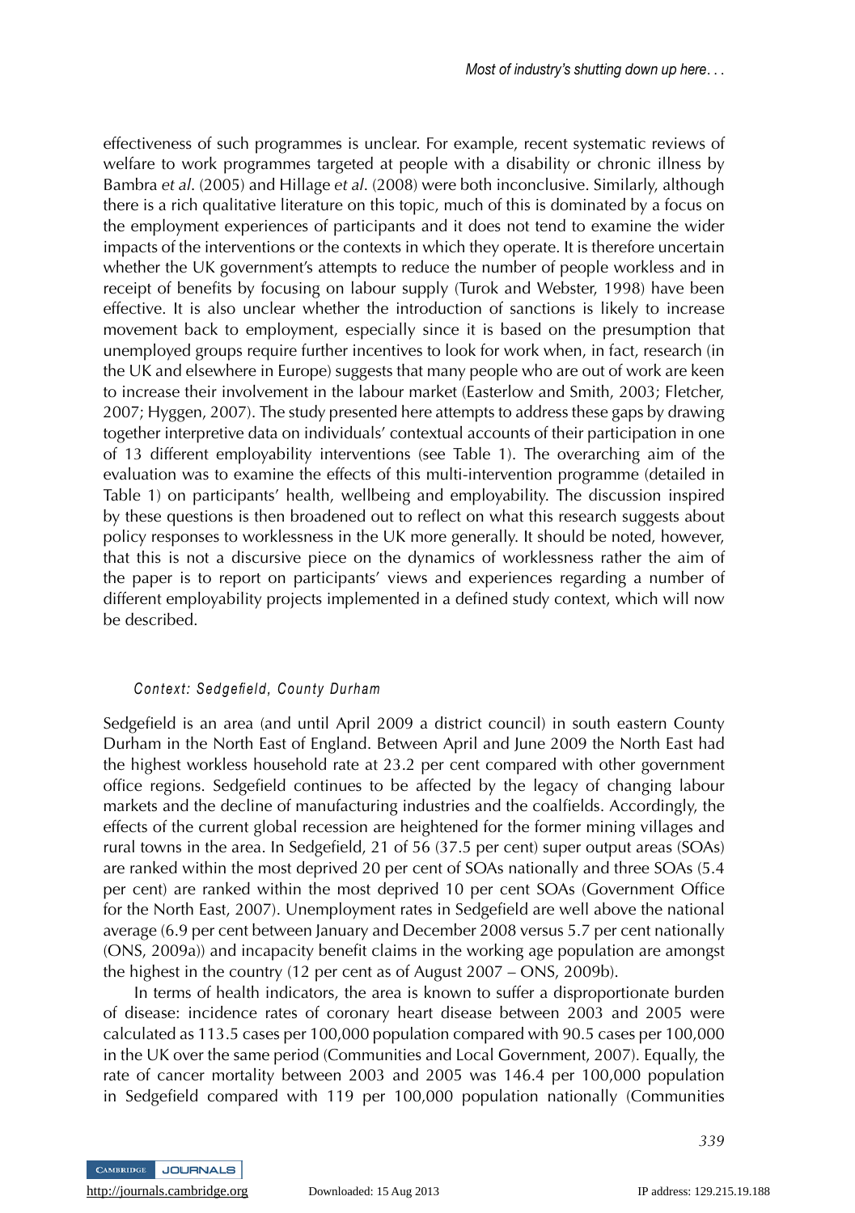effectiveness of such programmes is unclear. For example, recent systematic reviews of welfare to work programmes targeted at people with a disability or chronic illness by Bambra *et al*. (2005) and Hillage *et al*. (2008) were both inconclusive. Similarly, although there is a rich qualitative literature on this topic, much of this is dominated by a focus on the employment experiences of participants and it does not tend to examine the wider impacts of the interventions or the contexts in which they operate. It is therefore uncertain whether the UK government's attempts to reduce the number of people workless and in receipt of benefits by focusing on labour supply (Turok and Webster, 1998) have been effective. It is also unclear whether the introduction of sanctions is likely to increase movement back to employment, especially since it is based on the presumption that unemployed groups require further incentives to look for work when, in fact, research (in the UK and elsewhere in Europe) suggests that many people who are out of work are keen to increase their involvement in the labour market (Easterlow and Smith, 2003; Fletcher, 2007; Hyggen, 2007). The study presented here attempts to address these gaps by drawing together interpretive data on individuals' contextual accounts of their participation in one of 13 different employability interventions (see Table 1). The overarching aim of the evaluation was to examine the effects of this multi-intervention programme (detailed in Table 1) on participants' health, wellbeing and employability. The discussion inspired by these questions is then broadened out to reflect on what this research suggests about policy responses to worklessness in the UK more generally. It should be noted, however, that this is not a discursive piece on the dynamics of worklessness rather the aim of the paper is to report on participants' views and experiences regarding a number of different employability projects implemented in a defined study context, which will now be described.

### *Context: Sedgefield, County Durham*

Sedgefield is an area (and until April 2009 a district council) in south eastern County Durham in the North East of England. Between April and June 2009 the North East had the highest workless household rate at 23.2 per cent compared with other government office regions. Sedgefield continues to be affected by the legacy of changing labour markets and the decline of manufacturing industries and the coalfields. Accordingly, the effects of the current global recession are heightened for the former mining villages and rural towns in the area. In Sedgefield, 21 of 56 (37.5 per cent) super output areas (SOAs) are ranked within the most deprived 20 per cent of SOAs nationally and three SOAs (5.4 per cent) are ranked within the most deprived 10 per cent SOAs (Government Office for the North East, 2007). Unemployment rates in Sedgefield are well above the national average (6.9 per cent between January and December 2008 versus 5.7 per cent nationally (ONS, 2009a)) and incapacity benefit claims in the working age population are amongst the highest in the country (12 per cent as of August 2007 – ONS, 2009b).

In terms of health indicators, the area is known to suffer a disproportionate burden of disease: incidence rates of coronary heart disease between 2003 and 2005 were calculated as 113.5 cases per 100,000 population compared with 90.5 cases per 100,000 in the UK over the same period (Communities and Local Government, 2007). Equally, the rate of cancer mortality between 2003 and 2005 was 146.4 per 100,000 population in Sedgefield compared with 119 per 100,000 population nationally (Communities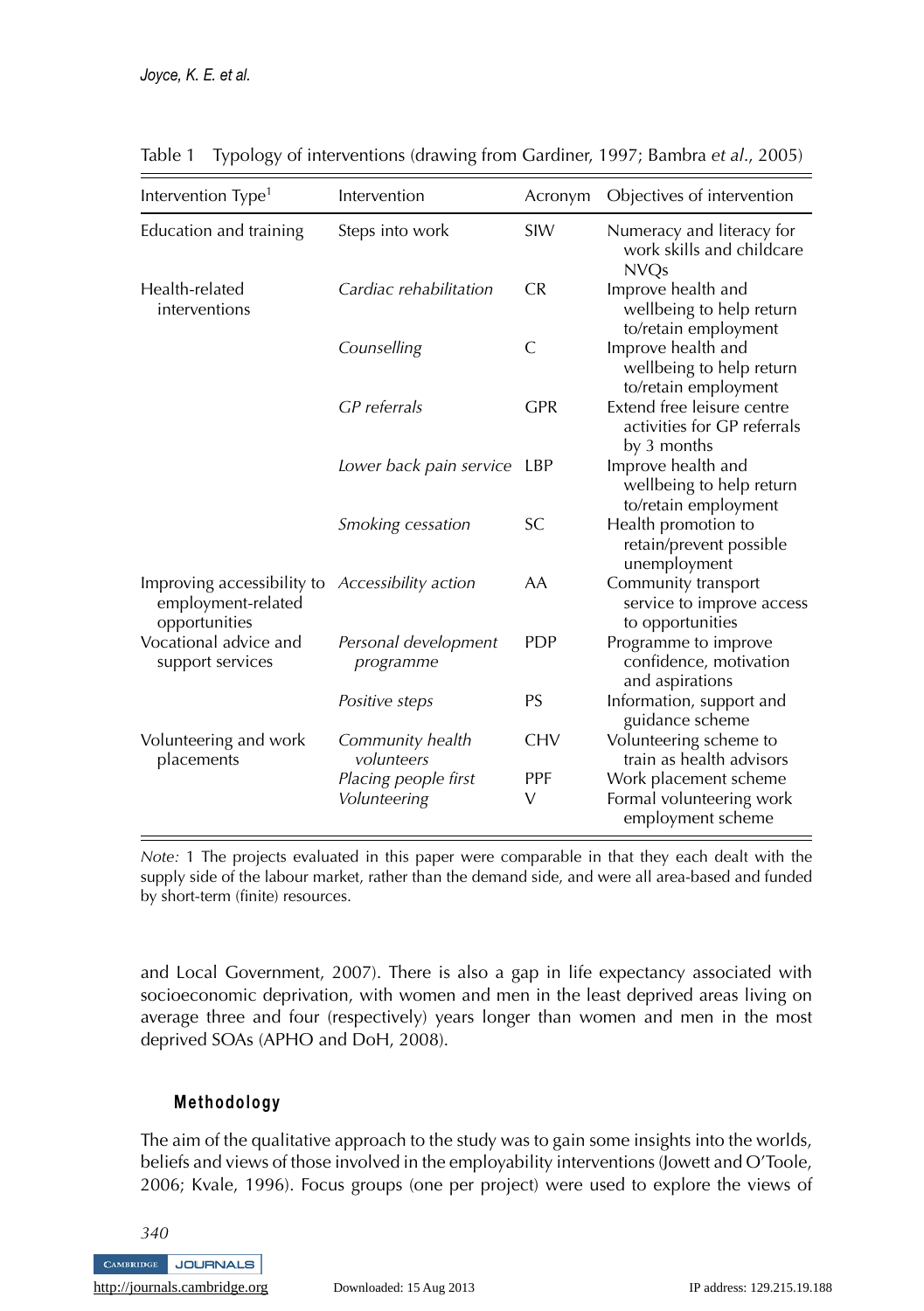Table 1 Typology of interventions (drawing from Gardiner, 1997; Bambra *et al*., 2005)

| Intervention Type[1] | Intervention | Acronym | Objectives of intervention |
|---|---|---|---|
| Education and training | Steps into work | SIW | Numeracy and literacy for work skills and childcare NVQs |
| Health-related interventions | *Cardiac rehabilitation* | CR | Improve health and wellbeing to help return to/retain employment |
| | *Counselling* | C | Improve health and wellbeing to help return to/retain employment |
| | *GP referrals* | GPR | Extend free leisure centre activities for GP referrals by 3 months |
| | *Lower back pain service* | LBP | Improve health and wellbeing to help return to/retain employment |
| | *Smoking cessation* | SC | Health promotion to retain/prevent possible unemployment |
| Improving accessibility to employment-related opportunities | *Accessibility action* | AA | Community transport service to improve access to opportunities |
| Vocational advice and support services | *Personal development programme* | PDP | Programme to improve confidence, motivation and aspirations |
| | *Positive steps* | PS | Information, support and guidance scheme |
| Volunteering and work placements | *Community health volunteers* | CHV | Volunteering scheme to train as health advisors |
| | *Placing people first* | PPF | Work placement scheme |
| | *Volunteering* | V | Formal volunteering work employment scheme |

*Note:* 1 The projects evaluated in this paper were comparable in that they each dealt with the supply side of the labour market, rather than the demand side, and were all area-based and funded by short-term (finite) resources.

and Local Government, 2007). There is also a gap in life expectancy associated with socioeconomic deprivation, with women and men in the least deprived areas living on average three and four (respectively) years longer than women and men in the most deprived SOAs (APHO and DoH, 2008).

## Methodology

The aim of the qualitative approach to the study was to gain some insights into the worlds, beliefs and views of those involved in the employability interventions (Jowett and O'Toole, 2006; Kvale, 1996). Focus groups (one per project) were used to explore the views of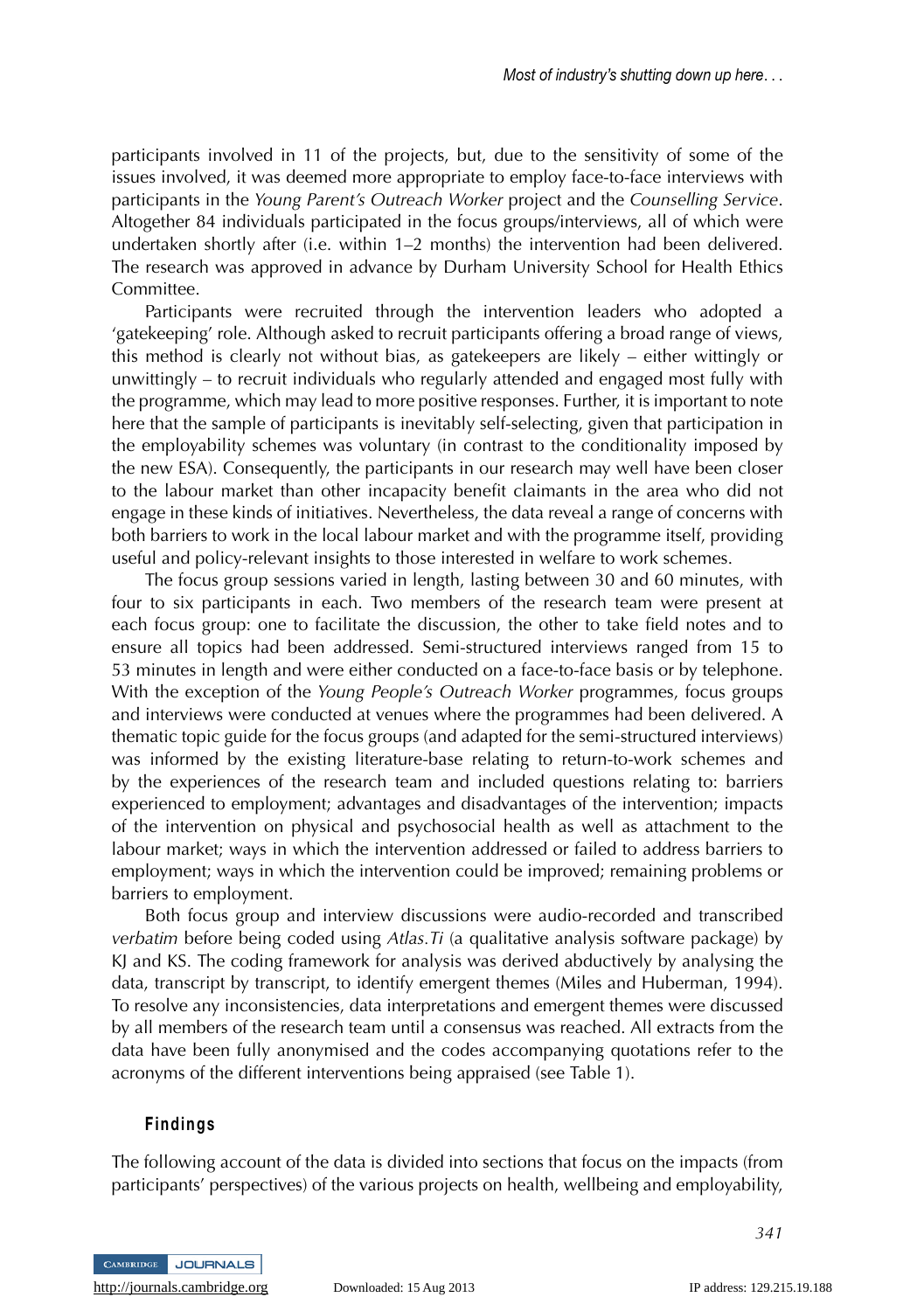participants involved in 11 of the projects, but, due to the sensitivity of some of the issues involved, it was deemed more appropriate to employ face-to-face interviews with participants in the *Young Parent's Outreach Worker* project and the *Counselling Service*. Altogether 84 individuals participated in the focus groups/interviews, all of which were undertaken shortly after (i.e. within 1–2 months) the intervention had been delivered. The research was approved in advance by Durham University School for Health Ethics Committee.

Participants were recruited through the intervention leaders who adopted a 'gatekeeping' role. Although asked to recruit participants offering a broad range of views, this method is clearly not without bias, as gatekeepers are likely – either wittingly or unwittingly – to recruit individuals who regularly attended and engaged most fully with the programme, which may lead to more positive responses. Further, it is important to note here that the sample of participants is inevitably self-selecting, given that participation in the employability schemes was voluntary (in contrast to the conditionality imposed by the new ESA). Consequently, the participants in our research may well have been closer to the labour market than other incapacity benefit claimants in the area who did not engage in these kinds of initiatives. Nevertheless, the data reveal a range of concerns with both barriers to work in the local labour market and with the programme itself, providing useful and policy-relevant insights to those interested in welfare to work schemes.

The focus group sessions varied in length, lasting between 30 and 60 minutes, with four to six participants in each. Two members of the research team were present at each focus group: one to facilitate the discussion, the other to take field notes and to ensure all topics had been addressed. Semi-structured interviews ranged from 15 to 53 minutes in length and were either conducted on a face-to-face basis or by telephone. With the exception of the *Young People's Outreach Worker* programmes, focus groups and interviews were conducted at venues where the programmes had been delivered. A thematic topic guide for the focus groups (and adapted for the semi-structured interviews) was informed by the existing literature-base relating to return-to-work schemes and by the experiences of the research team and included questions relating to: barriers experienced to employment; advantages and disadvantages of the intervention; impacts of the intervention on physical and psychosocial health as well as attachment to the labour market; ways in which the intervention addressed or failed to address barriers to employment; ways in which the intervention could be improved; remaining problems or barriers to employment.

Both focus group and interview discussions were audio-recorded and transcribed *verbatim* before being coded using *Atlas.Ti* (a qualitative analysis software package) by KJ and KS. The coding framework for analysis was derived abductively by analysing the data, transcript by transcript, to identify emergent themes (Miles and Huberman, 1994). To resolve any inconsistencies, data interpretations and emergent themes were discussed by all members of the research team until a consensus was reached. All extracts from the data have been fully anonymised and the codes accompanying quotations refer to the acronyms of the different interventions being appraised (see Table 1).

## Findings

The following account of the data is divided into sections that focus on the impacts (from participants' perspectives) of the various projects on health, wellbeing and employability,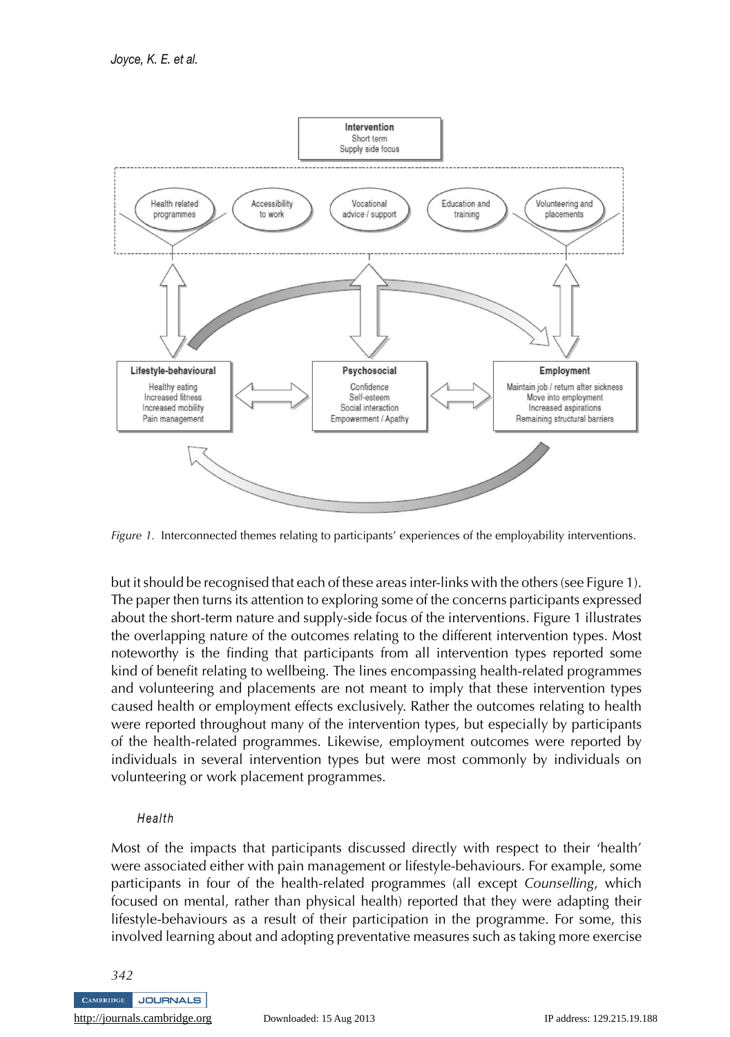*Figure 1.* Interconnected themes relating to participants' experiences of the employability interventions.

but it should be recognised that each of these areas inter-links with the others (see Figure 1). The paper then turns its attention to exploring some of the concerns participants expressed about the short-term nature and supply-side focus of the interventions. Figure 1 illustrates the overlapping nature of the outcomes relating to the different intervention types. Most noteworthy is the finding that participants from all intervention types reported some kind of benefit relating to wellbeing. The lines encompassing health-related programmes and volunteering and placements are not meant to imply that these intervention types caused health or employment effects exclusively. Rather the outcomes relating to health were reported throughout many of the intervention types, but especially by participants of the health-related programmes. Likewise, employment outcomes were reported by individuals in several intervention types but were most commonly by individuals on volunteering or work placement programmes.

### *Health*

Most of the impacts that participants discussed directly with respect to their 'health' were associated either with pain management or lifestyle-behaviours. For example, some participants in four of the health-related programmes (all except *Counselling*, which focused on mental, rather than physical health) reported that they were adapting their lifestyle-behaviours as a result of their participation in the programme. For some, this involved learning about and adopting preventative measures such as taking more exercise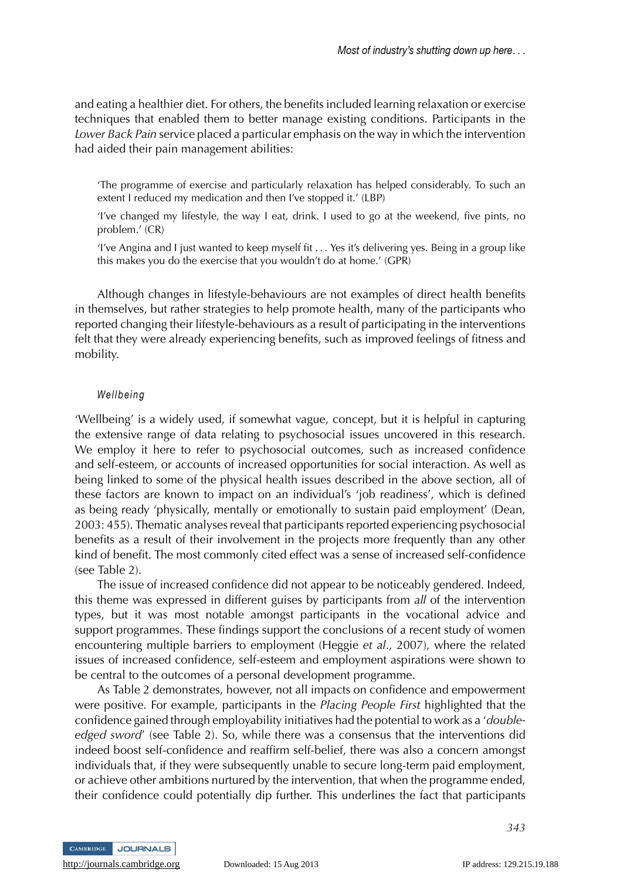and eating a healthier diet. For others, the benefits included learning relaxation or exercise techniques that enabled them to better manage existing conditions. Participants in the *Lower Back Pain* service placed a particular emphasis on the way in which the intervention had aided their pain management abilities:

> 'The programme of exercise and particularly relaxation has helped considerably. To such an extent I reduced my medication and then I've stopped it.' (LBP)
>
> 'I've changed my lifestyle, the way I eat, drink. I used to go at the weekend, five pints, no problem.' (CR)
>
> 'I've Angina and I just wanted to keep myself fit . . . Yes it's delivering yes. Being in a group like this makes you do the exercise that you wouldn't do at home.' (GPR)

Although changes in lifestyle-behaviours are not examples of direct health benefits in themselves, but rather strategies to help promote health, many of the participants who reported changing their lifestyle-behaviours as a result of participating in the interventions felt that they were already experiencing benefits, such as improved feelings of fitness and mobility.

### *Wellbeing*

'Wellbeing' is a widely used, if somewhat vague, concept, but it is helpful in capturing the extensive range of data relating to psychosocial issues uncovered in this research. We employ it here to refer to psychosocial outcomes, such as increased confidence and self-esteem, or accounts of increased opportunities for social interaction. As well as being linked to some of the physical health issues described in the above section, all of these factors are known to impact on an individual's 'job readiness', which is defined as being ready 'physically, mentally or emotionally to sustain paid employment' (Dean, 2003: 455). Thematic analyses reveal that participants reported experiencing psychosocial benefits as a result of their involvement in the projects more frequently than any other kind of benefit. The most commonly cited effect was a sense of increased self-confidence (see Table 2).

The issue of increased confidence did not appear to be noticeably gendered. Indeed, this theme was expressed in different guises by participants from *all* of the intervention types, but it was most notable amongst participants in the vocational advice and support programmes. These findings support the conclusions of a recent study of women encountering multiple barriers to employment (Heggie *et al*., 2007), where the related issues of increased confidence, self-esteem and employment aspirations were shown to be central to the outcomes of a personal development programme.

As Table 2 demonstrates, however, not all impacts on confidence and empowerment were positive. For example, participants in the *Placing People First* highlighted that the confidence gained through employability initiatives had the potential to work as a '*double-edged sword*' (see Table 2). So, while there was a consensus that the interventions did indeed boost self-confidence and reaffirm self-belief, there was also a concern amongst individuals that, if they were subsequently unable to secure long-term paid employment, or achieve other ambitions nurtured by the intervention, that when the programme ended, their confidence could potentially dip further. This underlines the fact that participants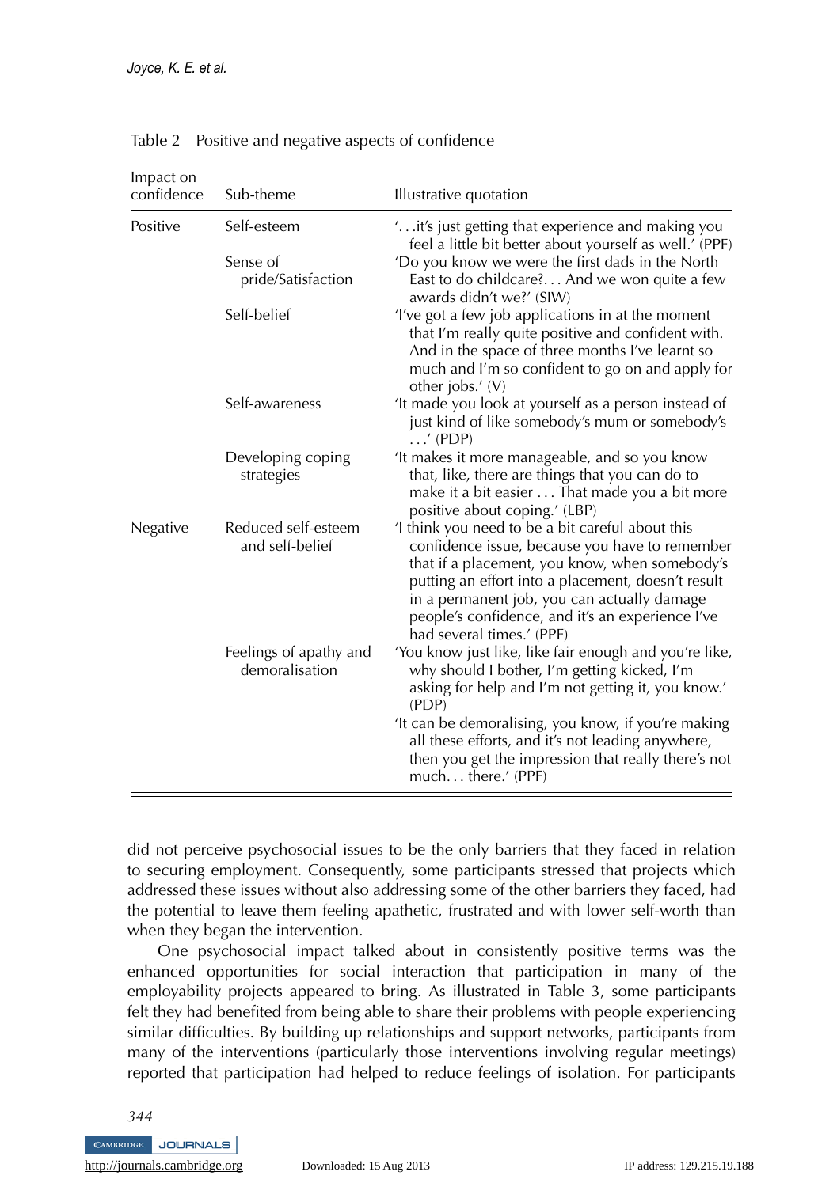Table 2 Positive and negative aspects of confidence

| Impact on confidence | Sub-theme | Illustrative quotation |
|---|---|---|
| Positive | Self-esteem | '. . .it's just getting that experience and making you feel a little bit better about yourself as well.' (PPF) |
| | Sense of pride/Satisfaction | 'Do you know we were the first dads in the North East to do childcare?. . . And we won quite a few awards didn't we?' (SIW) |
| | Self-belief | 'I've got a few job applications in at the moment that I'm really quite positive and confident with. And in the space of three months I've learnt so much and I'm so confident to go on and apply for other jobs.' (V) |
| | Self-awareness | 'It made you look at yourself as a person instead of just kind of like somebody's mum or somebody's . . .' (PDP) |
| | Developing coping strategies | 'It makes it more manageable, and so you know that, like, there are things that you can do to make it a bit easier . . . That made you a bit more positive about coping.' (LBP) |
| Negative | Reduced self-esteem and self-belief | 'I think you need to be a bit careful about this confidence issue, because you have to remember that if a placement, you know, when somebody's putting an effort into a placement, doesn't result in a permanent job, you can actually damage people's confidence, and it's an experience I've had several times.' (PPF) |
| | Feelings of apathy and demoralisation | 'You know just like, like fair enough and you're like, why should I bother, I'm getting kicked, I'm asking for help and I'm not getting it, you know.' (PDP) 'It can be demoralising, you know, if you're making all these efforts, and it's not leading anywhere, then you get the impression that really there's not much. . . there.' (PPF) |

did not perceive psychosocial issues to be the only barriers that they faced in relation to securing employment. Consequently, some participants stressed that projects which addressed these issues without also addressing some of the other barriers they faced, had the potential to leave them feeling apathetic, frustrated and with lower self-worth than when they began the intervention.

One psychosocial impact talked about in consistently positive terms was the enhanced opportunities for social interaction that participation in many of the employability projects appeared to bring. As illustrated in Table 3, some participants felt they had benefited from being able to share their problems with people experiencing similar difficulties. By building up relationships and support networks, participants from many of the interventions (particularly those interventions involving regular meetings) reported that participation had helped to reduce feelings of isolation. For participants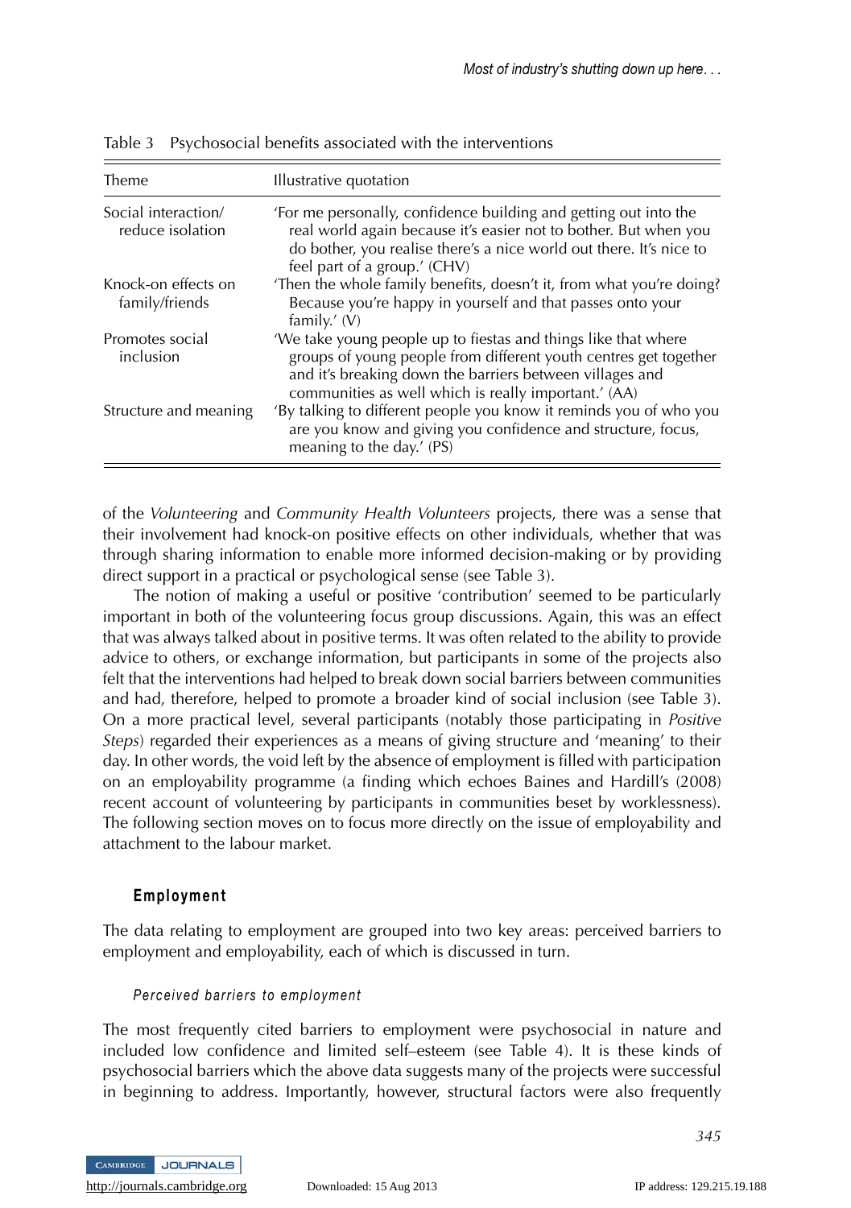Table 3 Psychosocial benefits associated with the interventions

| Theme | Illustrative quotation |
|---|---|
| Social interaction/ reduce isolation | 'For me personally, confidence building and getting out into the real world again because it's easier not to bother. But when you do bother, you realise there's a nice world out there. It's nice to feel part of a group.' (CHV) |
| Knock-on effects on family/friends | 'Then the whole family benefits, doesn't it, from what you're doing? Because you're happy in yourself and that passes onto your family.' (V) |
| Promotes social inclusion | 'We take young people up to fiestas and things like that where groups of young people from different youth centres get together and it's breaking down the barriers between villages and communities as well which is really important.' (AA) |
| Structure and meaning | 'By talking to different people you know it reminds you of who you are you know and giving you confidence and structure, focus, meaning to the day.' (PS) |

of the *Volunteering* and *Community Health Volunteers* projects, there was a sense that their involvement had knock-on positive effects on other individuals, whether that was through sharing information to enable more informed decision-making or by providing direct support in a practical or psychological sense (see Table 3).

The notion of making a useful or positive 'contribution' seemed to be particularly important in both of the volunteering focus group discussions. Again, this was an effect that was always talked about in positive terms. It was often related to the ability to provide advice to others, or exchange information, but participants in some of the projects also felt that the interventions had helped to break down social barriers between communities and had, therefore, helped to promote a broader kind of social inclusion (see Table 3). On a more practical level, several participants (notably those participating in *Positive Steps*) regarded their experiences as a means of giving structure and 'meaning' to their day. In other words, the void left by the absence of employment is filled with participation on an employability programme (a finding which echoes Baines and Hardill's (2008) recent account of volunteering by participants in communities beset by worklessness). The following section moves on to focus more directly on the issue of employability and attachment to the labour market.

## Employment

The data relating to employment are grouped into two key areas: perceived barriers to employment and employability, each of which is discussed in turn.

### *Perceived barriers to employment*

The most frequently cited barriers to employment were psychosocial in nature and included low confidence and limited self–esteem (see Table 4). It is these kinds of psychosocial barriers which the above data suggests many of the projects were successful in beginning to address. Importantly, however, structural factors were also frequently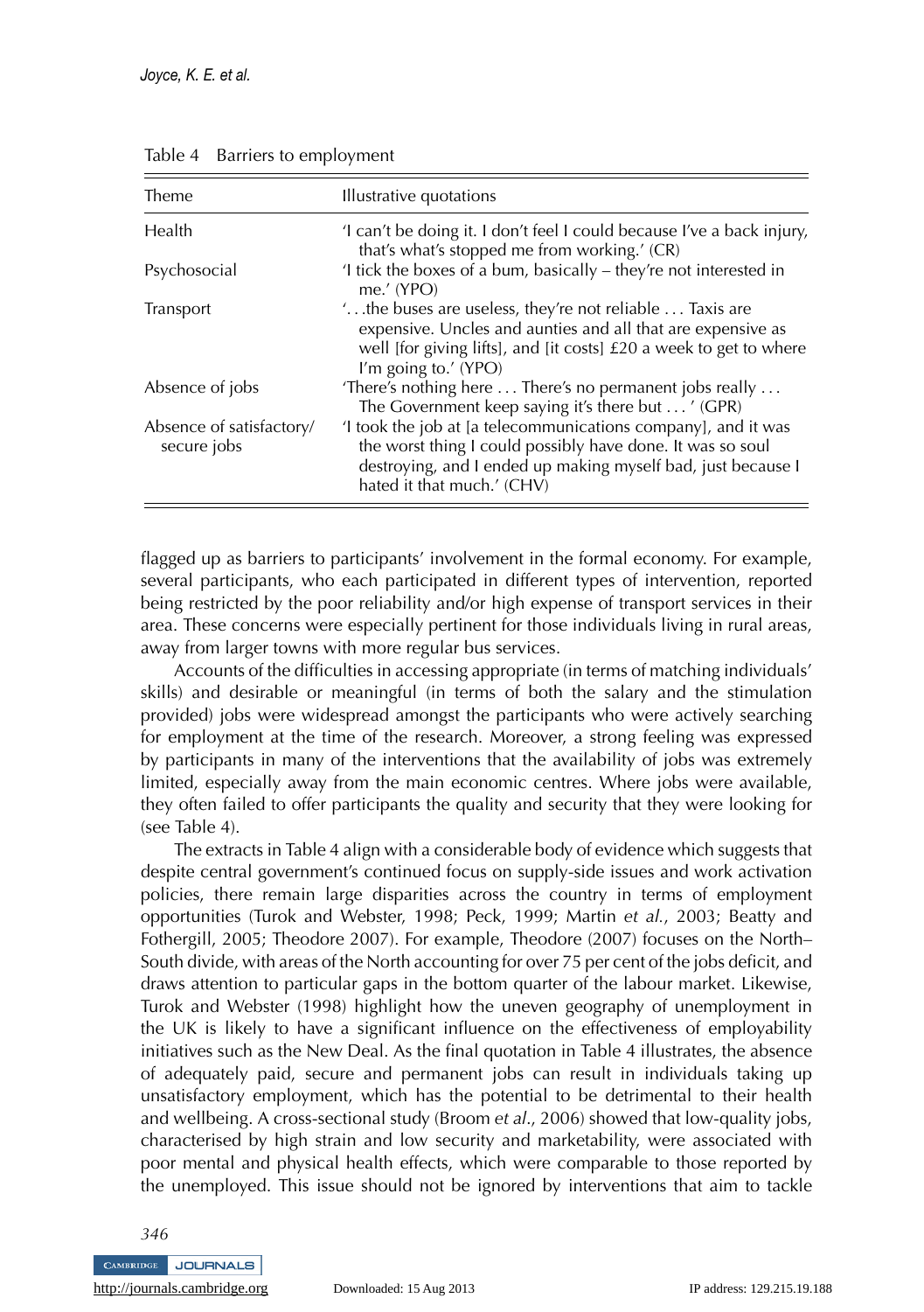Table 4 Barriers to employment

| Theme | Illustrative quotations |
| --- | --- |
| Health | 'I can't be doing it. I don't feel I could because I've a back injury, that's what's stopped me from working.' (CR) |
| Psychosocial | 'I tick the boxes of a bum, basically – they're not interested in me.' (YPO) |
| Transport | '. . .the buses are useless, they're not reliable . . . Taxis are expensive. Uncles and aunties and all that are expensive as well [for giving lifts], and [it costs] £20 a week to get to where I'm going to.' (YPO) |
| Absence of jobs | 'There's nothing here . . . There's no permanent jobs really . . . The Government keep saying it's there but . . . ' (GPR) |
| Absence of satisfactory/ secure jobs | 'I took the job at [a telecommunications company], and it was the worst thing I could possibly have done. It was so soul destroying, and I ended up making myself bad, just because I hated it that much.' (CHV) |

flagged up as barriers to participants' involvement in the formal economy. For example, several participants, who each participated in different types of intervention, reported being restricted by the poor reliability and/or high expense of transport services in their area. These concerns were especially pertinent for those individuals living in rural areas, away from larger towns with more regular bus services.

Accounts of the difficulties in accessing appropriate (in terms of matching individuals' skills) and desirable or meaningful (in terms of both the salary and the stimulation provided) jobs were widespread amongst the participants who were actively searching for employment at the time of the research. Moreover, a strong feeling was expressed by participants in many of the interventions that the availability of jobs was extremely limited, especially away from the main economic centres. Where jobs were available, they often failed to offer participants the quality and security that they were looking for (see Table 4).

The extracts in Table 4 align with a considerable body of evidence which suggests that despite central government's continued focus on supply-side issues and work activation policies, there remain large disparities across the country in terms of employment opportunities (Turok and Webster, 1998; Peck, 1999; Martin *et al.*, 2003; Beatty and Fothergill, 2005; Theodore 2007). For example, Theodore (2007) focuses on the North–South divide, with areas of the North accounting for over 75 per cent of the jobs deficit, and draws attention to particular gaps in the bottom quarter of the labour market. Likewise, Turok and Webster (1998) highlight how the uneven geography of unemployment in the UK is likely to have a significant influence on the effectiveness of employability initiatives such as the New Deal. As the final quotation in Table 4 illustrates, the absence of adequately paid, secure and permanent jobs can result in individuals taking up unsatisfactory employment, which has the potential to be detrimental to their health and wellbeing. A cross-sectional study (Broom *et al.*, 2006) showed that low-quality jobs, characterised by high strain and low security and marketability, were associated with poor mental and physical health effects, which were comparable to those reported by the unemployed. This issue should not be ignored by interventions that aim to tackle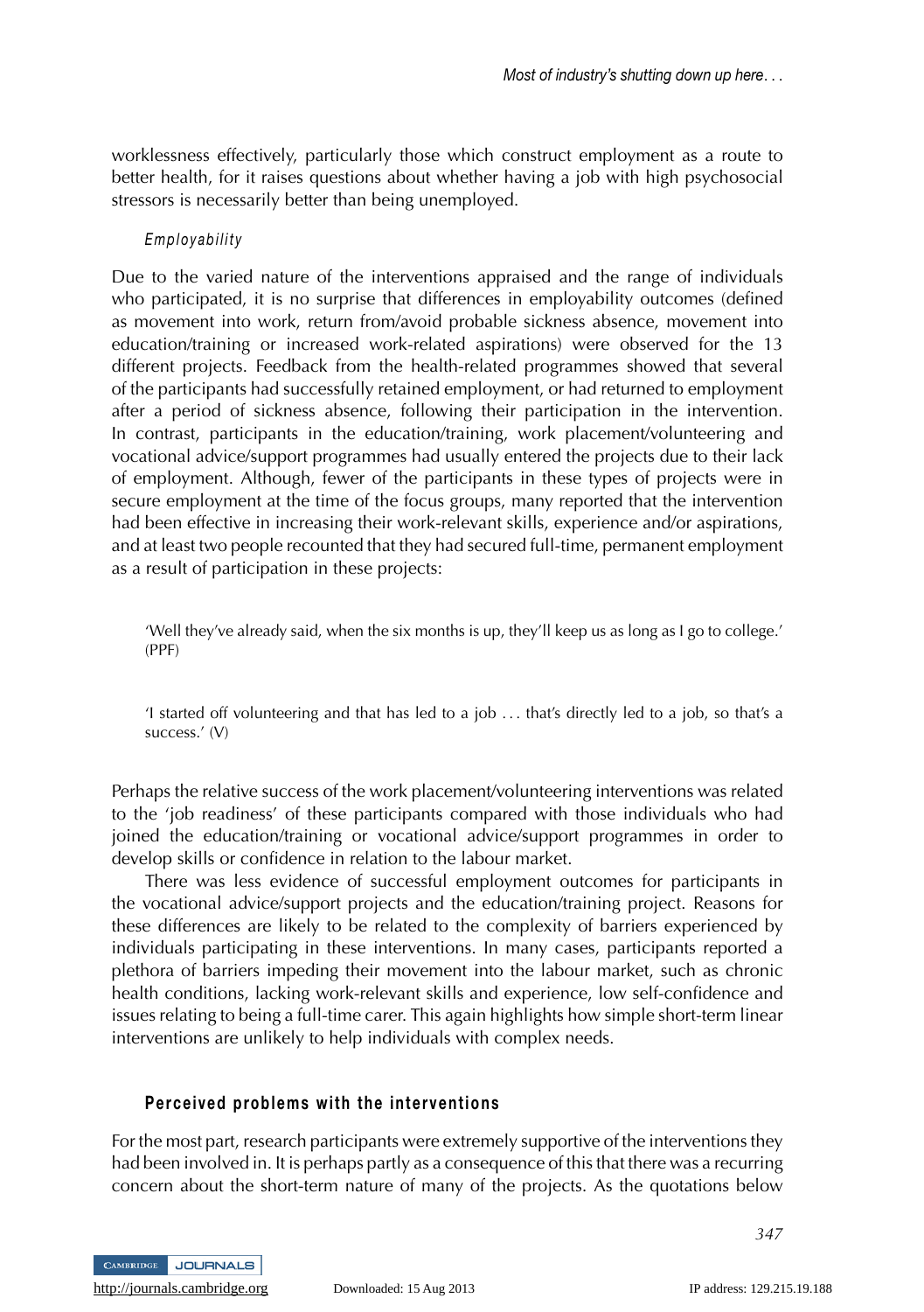worklessness effectively, particularly those which construct employment as a route to better health, for it raises questions about whether having a job with high psychosocial stressors is necessarily better than being unemployed.

#### *Employability*

Due to the varied nature of the interventions appraised and the range of individuals who participated, it is no surprise that differences in employability outcomes (defined as movement into work, return from/avoid probable sickness absence, movement into education/training or increased work-related aspirations) were observed for the 13 different projects. Feedback from the health-related programmes showed that several of the participants had successfully retained employment, or had returned to employment after a period of sickness absence, following their participation in the intervention. In contrast, participants in the education/training, work placement/volunteering and vocational advice/support programmes had usually entered the projects due to their lack of employment. Although, fewer of the participants in these types of projects were in secure employment at the time of the focus groups, many reported that the intervention had been effective in increasing their work-relevant skills, experience and/or aspirations, and at least two people recounted that they had secured full-time, permanent employment as a result of participation in these projects:

> 'Well they've already said, when the six months is up, they'll keep us as long as I go to college.' (PPF)

> 'I started off volunteering and that has led to a job . . . that's directly led to a job, so that's a success.' (V)

Perhaps the relative success of the work placement/volunteering interventions was related to the 'job readiness' of these participants compared with those individuals who had joined the education/training or vocational advice/support programmes in order to develop skills or confidence in relation to the labour market.

There was less evidence of successful employment outcomes for participants in the vocational advice/support projects and the education/training project. Reasons for these differences are likely to be related to the complexity of barriers experienced by individuals participating in these interventions. In many cases, participants reported a plethora of barriers impeding their movement into the labour market, such as chronic health conditions, lacking work-relevant skills and experience, low self-confidence and issues relating to being a full-time carer. This again highlights how simple short-term linear interventions are unlikely to help individuals with complex needs.

### **Perceived problems with the interventions**

For the most part, research participants were extremely supportive of the interventions they had been involved in. It is perhaps partly as a consequence of this that there was a recurring concern about the short-term nature of many of the projects. As the quotations below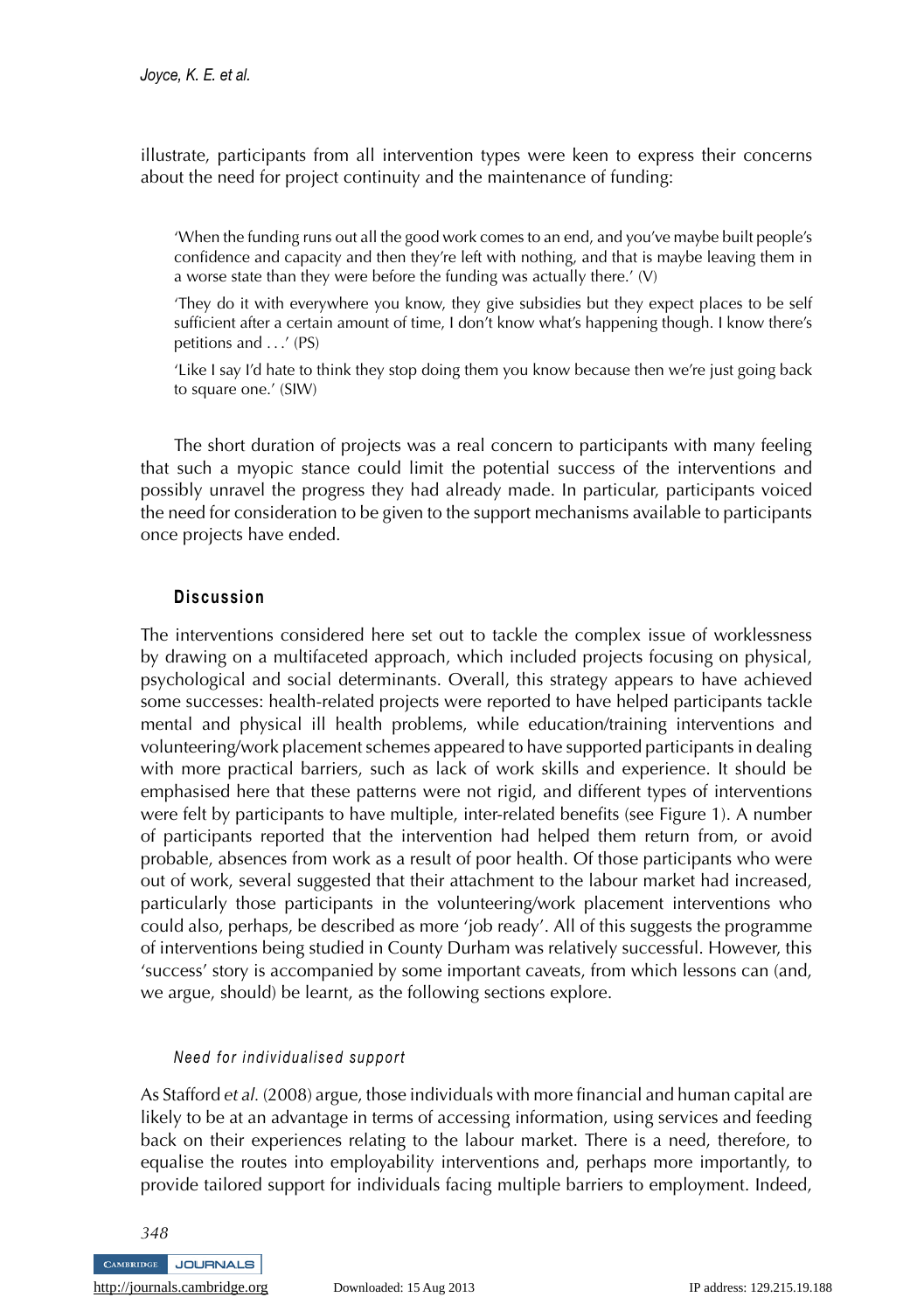illustrate, participants from all intervention types were keen to express their concerns about the need for project continuity and the maintenance of funding:

> 'When the funding runs out all the good work comes to an end, and you've maybe built people's confidence and capacity and then they're left with nothing, and that is maybe leaving them in a worse state than they were before the funding was actually there.' (V)
>
> 'They do it with everywhere you know, they give subsidies but they expect places to be self sufficient after a certain amount of time, I don't know what's happening though. I know there's petitions and . . .' (PS)
>
> 'Like I say I'd hate to think they stop doing them you know because then we're just going back to square one.' (SIW)

The short duration of projects was a real concern to participants with many feeling that such a myopic stance could limit the potential success of the interventions and possibly unravel the progress they had already made. In particular, participants voiced the need for consideration to be given to the support mechanisms available to participants once projects have ended.

## Discussion

The interventions considered here set out to tackle the complex issue of worklessness by drawing on a multifaceted approach, which included projects focusing on physical, psychological and social determinants. Overall, this strategy appears to have achieved some successes: health-related projects were reported to have helped participants tackle mental and physical ill health problems, while education/training interventions and volunteering/work placement schemes appeared to have supported participants in dealing with more practical barriers, such as lack of work skills and experience. It should be emphasised here that these patterns were not rigid, and different types of interventions were felt by participants to have multiple, inter-related benefits (see Figure 1). A number of participants reported that the intervention had helped them return from, or avoid probable, absences from work as a result of poor health. Of those participants who were out of work, several suggested that their attachment to the labour market had increased, particularly those participants in the volunteering/work placement interventions who could also, perhaps, be described as more 'job ready'. All of this suggests the programme of interventions being studied in County Durham was relatively successful. However, this 'success' story is accompanied by some important caveats, from which lessons can (and, we argue, should) be learnt, as the following sections explore.

### *Need for individualised support*

As Stafford *et al.* (2008) argue, those individuals with more financial and human capital are likely to be at an advantage in terms of accessing information, using services and feeding back on their experiences relating to the labour market. There is a need, therefore, to equalise the routes into employability interventions and, perhaps more importantly, to provide tailored support for individuals facing multiple barriers to employment. Indeed,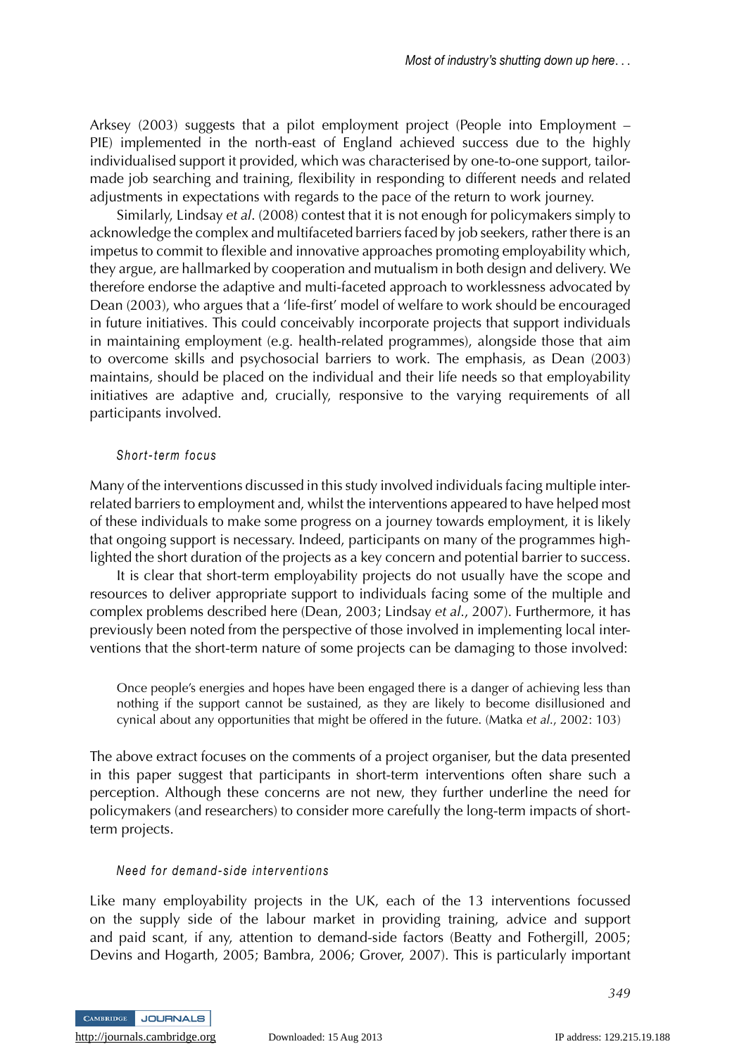Arksey (2003) suggests that a pilot employment project (People into Employment – PIE) implemented in the north-east of England achieved success due to the highly individualised support it provided, which was characterised by one-to-one support, tailor-made job searching and training, flexibility in responding to different needs and related adjustments in expectations with regards to the pace of the return to work journey.

Similarly, Lindsay *et al*. (2008) contest that it is not enough for policymakers simply to acknowledge the complex and multifaceted barriers faced by job seekers, rather there is an impetus to commit to flexible and innovative approaches promoting employability which, they argue, are hallmarked by cooperation and mutualism in both design and delivery. We therefore endorse the adaptive and multi-faceted approach to worklessness advocated by Dean (2003), who argues that a 'life-first' model of welfare to work should be encouraged in future initiatives. This could conceivably incorporate projects that support individuals in maintaining employment (e.g. health-related programmes), alongside those that aim to overcome skills and psychosocial barriers to work. The emphasis, as Dean (2003) maintains, should be placed on the individual and their life needs so that employability initiatives are adaptive and, crucially, responsive to the varying requirements of all participants involved.

### *Short-term focus*

Many of the interventions discussed in this study involved individuals facing multiple inter-related barriers to employment and, whilst the interventions appeared to have helped most of these individuals to make some progress on a journey towards employment, it is likely that ongoing support is necessary. Indeed, participants on many of the programmes highlighted the short duration of the projects as a key concern and potential barrier to success.

It is clear that short-term employability projects do not usually have the scope and resources to deliver appropriate support to individuals facing some of the multiple and complex problems described here (Dean, 2003; Lindsay *et al*., 2007). Furthermore, it has previously been noted from the perspective of those involved in implementing local interventions that the short-term nature of some projects can be damaging to those involved:

> Once people's energies and hopes have been engaged there is a danger of achieving less than nothing if the support cannot be sustained, as they are likely to become disillusioned and cynical about any opportunities that might be offered in the future. (Matka *et al*., 2002: 103)

The above extract focuses on the comments of a project organiser, but the data presented in this paper suggest that participants in short-term interventions often share such a perception. Although these concerns are not new, they further underline the need for policymakers (and researchers) to consider more carefully the long-term impacts of short-term projects.

### *Need for demand-side interventions*

Like many employability projects in the UK, each of the 13 interventions focussed on the supply side of the labour market in providing training, advice and support and paid scant, if any, attention to demand-side factors (Beatty and Fothergill, 2005; Devins and Hogarth, 2005; Bambra, 2006; Grover, 2007). This is particularly important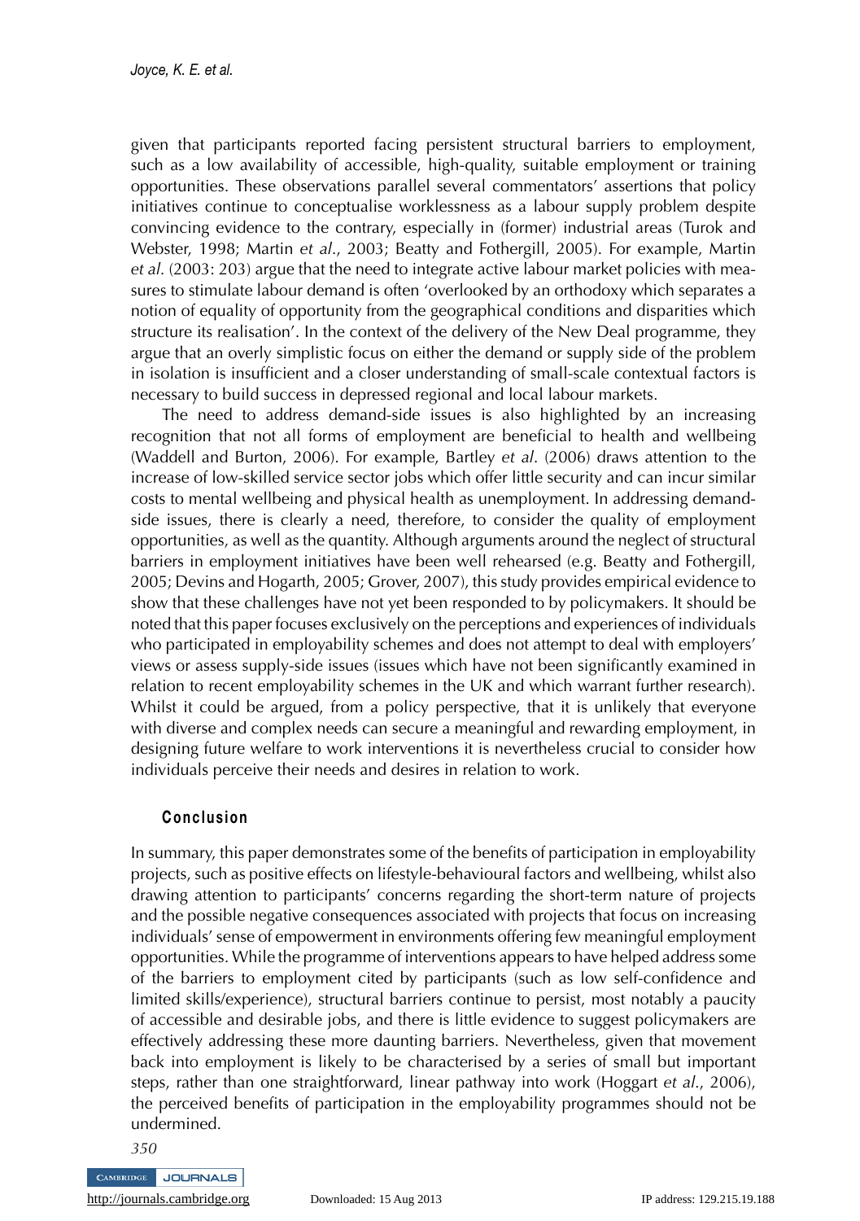given that participants reported facing persistent structural barriers to employment, such as a low availability of accessible, high-quality, suitable employment or training opportunities. These observations parallel several commentators' assertions that policy initiatives continue to conceptualise worklessness as a labour supply problem despite convincing evidence to the contrary, especially in (former) industrial areas (Turok and Webster, 1998; Martin *et al.*, 2003; Beatty and Fothergill, 2005). For example, Martin *et al.* (2003: 203) argue that the need to integrate active labour market policies with measures to stimulate labour demand is often 'overlooked by an orthodoxy which separates a notion of equality of opportunity from the geographical conditions and disparities which structure its realisation'. In the context of the delivery of the New Deal programme, they argue that an overly simplistic focus on either the demand or supply side of the problem in isolation is insufficient and a closer understanding of small-scale contextual factors is necessary to build success in depressed regional and local labour markets.

The need to address demand-side issues is also highlighted by an increasing recognition that not all forms of employment are beneficial to health and wellbeing (Waddell and Burton, 2006). For example, Bartley *et al.* (2006) draws attention to the increase of low-skilled service sector jobs which offer little security and can incur similar costs to mental wellbeing and physical health as unemployment. In addressing demand-side issues, there is clearly a need, therefore, to consider the quality of employment opportunities, as well as the quantity. Although arguments around the neglect of structural barriers in employment initiatives have been well rehearsed (e.g. Beatty and Fothergill, 2005; Devins and Hogarth, 2005; Grover, 2007), this study provides empirical evidence to show that these challenges have not yet been responded to by policymakers. It should be noted that this paper focuses exclusively on the perceptions and experiences of individuals who participated in employability schemes and does not attempt to deal with employers' views or assess supply-side issues (issues which have not been significantly examined in relation to recent employability schemes in the UK and which warrant further research). Whilst it could be argued, from a policy perspective, that it is unlikely that everyone with diverse and complex needs can secure a meaningful and rewarding employment, in designing future welfare to work interventions it is nevertheless crucial to consider how individuals perceive their needs and desires in relation to work.

## Conclusion

In summary, this paper demonstrates some of the benefits of participation in employability projects, such as positive effects on lifestyle-behavioural factors and wellbeing, whilst also drawing attention to participants' concerns regarding the short-term nature of projects and the possible negative consequences associated with projects that focus on increasing individuals' sense of empowerment in environments offering few meaningful employment opportunities. While the programme of interventions appears to have helped address some of the barriers to employment cited by participants (such as low self-confidence and limited skills/experience), structural barriers continue to persist, most notably a paucity of accessible and desirable jobs, and there is little evidence to suggest policymakers are effectively addressing these more daunting barriers. Nevertheless, given that movement back into employment is likely to be characterised by a series of small but important steps, rather than one straightforward, linear pathway into work (Hoggart *et al.*, 2006), the perceived benefits of participation in the employability programmes should not be undermined.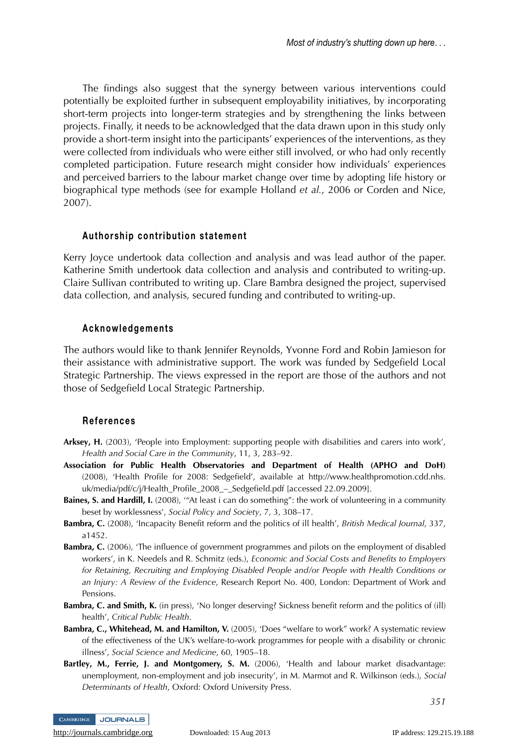The findings also suggest that the synergy between various interventions could potentially be exploited further in subsequent employability initiatives, by incorporating short-term projects into longer-term strategies and by strengthening the links between projects. Finally, it needs to be acknowledged that the data drawn upon in this study only provide a short-term insight into the participants' experiences of the interventions, as they were collected from individuals who were either still involved, or who had only recently completed participation. Future research might consider how individuals' experiences and perceived barriers to the labour market change over time by adopting life history or biographical type methods (see for example Holland *et al.*, 2006 or Corden and Nice, 2007).

## Authorship contribution statement

Kerry Joyce undertook data collection and analysis and was lead author of the paper. Katherine Smith undertook data collection and analysis and contributed to writing-up. Claire Sullivan contributed to writing up. Clare Bambra designed the project, supervised data collection, and analysis, secured funding and contributed to writing-up.

## Acknowledgements

The authors would like to thank Jennifer Reynolds, Yvonne Ford and Robin Jamieson for their assistance with administrative support. The work was funded by Sedgefield Local Strategic Partnership. The views expressed in the report are those of the authors and not those of Sedgefield Local Strategic Partnership.

## References

**Arksey, H.** (2003), 'People into Employment: supporting people with disabilities and carers into work', *Health and Social Care in the Community*, 11, 3, 283–92.

**Association for Public Health Observatories and Department of Health (APHO and DoH)** (2008), 'Health Profile for 2008: Sedgefield', available at http://www.healthpromotion.cdd.nhs.uk/media/pdf/c/j/Health_Profile_2008_–_Sedgefield.pdf [accessed 22.09.2009].

**Baines, S. and Hardill, I.** (2008), '"At least i can do something": the work of volunteering in a community beset by worklessness', *Social Policy and Society*, 7, 3, 308–17.

**Bambra, C.** (2008), 'Incapacity Benefit reform and the politics of ill health', *British Medical Journal*, 337, a1452.

**Bambra, C.** (2006), 'The influence of government programmes and pilots on the employment of disabled workers', in K. Needels and R. Schmitz (eds.), *Economic and Social Costs and Benefits to Employers for Retaining, Recruiting and Employing Disabled People and/or People with Health Conditions or an Injury: A Review of the Evidence*, Research Report No. 400, London: Department of Work and Pensions.

**Bambra, C. and Smith, K.** (in press), 'No longer deserving? Sickness benefit reform and the politics of (ill) health', *Critical Public Health*.

**Bambra, C., Whitehead, M. and Hamilton, V.** (2005), 'Does "welfare to work" work? A systematic review of the effectiveness of the UK's welfare-to-work programmes for people with a disability or chronic illness', *Social Science and Medicine*, 60, 1905–18.

**Bartley, M., Ferrie, J. and Montgomery, S. M.** (2006), 'Health and labour market disadvantage: unemployment, non-employment and job insecurity', in M. Marmot and R. Wilkinson (eds.), *Social Determinants of Health*, Oxford: Oxford University Press.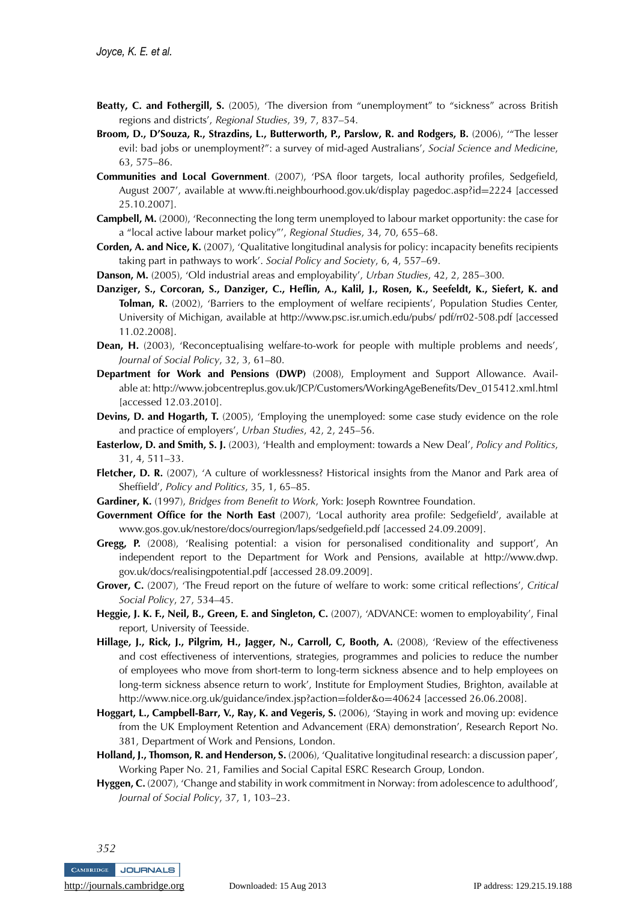**Beatty, C. and Fothergill, S.** (2005), 'The diversion from "unemployment" to "sickness" across British regions and districts', *Regional Studies*, 39, 7, 837–54.

**Broom, D., D'Souza, R., Strazdins, L., Butterworth, P., Parslow, R. and Rodgers, B.** (2006), '"The lesser evil: bad jobs or unemployment?": a survey of mid-aged Australians', *Social Science and Medicine*, 63, 575–86.

**Communities and Local Government**. (2007), 'PSA floor targets, local authority profiles, Sedgefield, August 2007', available at www.fti.neighbourhood.gov.uk/display pagedoc.asp?id=2224 [accessed 25.10.2007].

**Campbell, M.** (2000), 'Reconnecting the long term unemployed to labour market opportunity: the case for a "local active labour market policy"', *Regional Studies*, 34, 70, 655–68.

**Corden, A. and Nice, K.** (2007), 'Qualitative longitudinal analysis for policy: incapacity benefits recipients taking part in pathways to work'. *Social Policy and Society*, 6, 4, 557–69.

**Danson, M.** (2005), 'Old industrial areas and employability', *Urban Studies*, 42, 2, 285–300.

**Danziger, S., Corcoran, S., Danziger, C., Heflin, A., Kalil, J., Rosen, K., Seefeldt, K., Siefert, K. and Tolman, R.** (2002), 'Barriers to the employment of welfare recipients', Population Studies Center, University of Michigan, available at http://www.psc.isr.umich.edu/pubs/ pdf/rr02-508.pdf [accessed 11.02.2008].

**Dean, H.** (2003), 'Reconceptualising welfare-to-work for people with multiple problems and needs', *Journal of Social Policy*, 32, 3, 61–80.

**Department for Work and Pensions (DWP)** (2008), Employment and Support Allowance. Available at: http://www.jobcentreplus.gov.uk/JCP/Customers/WorkingAgeBenefits/Dev_015412.xml.html [accessed 12.03.2010].

**Devins, D. and Hogarth, T.** (2005), 'Employing the unemployed: some case study evidence on the role and practice of employers', *Urban Studies*, 42, 2, 245–56.

**Easterlow, D. and Smith, S. J.** (2003), 'Health and employment: towards a New Deal', *Policy and Politics*, 31, 4, 511–33.

**Fletcher, D. R.** (2007), 'A culture of worklessness? Historical insights from the Manor and Park area of Sheffield', *Policy and Politics*, 35, 1, 65–85.

**Gardiner, K.** (1997), *Bridges from Benefit to Work*, York: Joseph Rowntree Foundation.

**Government Office for the North East** (2007), 'Local authority area profile: Sedgefield', available at www.gos.gov.uk/nestore/docs/ourregion/laps/sedgefield.pdf [accessed 24.09.2009].

**Gregg, P.** (2008), 'Realising potential: a vision for personalised conditionality and support', An independent report to the Department for Work and Pensions, available at http://www.dwp.gov.uk/docs/realisingpotential.pdf [accessed 28.09.2009].

**Grover, C.** (2007), 'The Freud report on the future of welfare to work: some critical reflections', *Critical Social Policy*, 27, 534–45.

**Heggie, J. K. F., Neil, B., Green, E. and Singleton, C.** (2007), 'ADVANCE: women to employability', Final report, University of Teesside.

**Hillage, J., Rick, J., Pilgrim, H., Jagger, N., Carroll, C, Booth, A.** (2008), 'Review of the effectiveness and cost effectiveness of interventions, strategies, programmes and policies to reduce the number of employees who move from short-term to long-term sickness absence and to help employees on long-term sickness absence return to work', Institute for Employment Studies, Brighton, available at http://www.nice.org.uk/guidance/index.jsp?action=folder&o=40624 [accessed 26.06.2008].

**Hoggart, L., Campbell-Barr, V., Ray, K. and Vegeris, S.** (2006), 'Staying in work and moving up: evidence from the UK Employment Retention and Advancement (ERA) demonstration', Research Report No. 381, Department of Work and Pensions, London.

**Holland, J., Thomson, R. and Henderson, S.** (2006), 'Qualitative longitudinal research: a discussion paper', Working Paper No. 21, Families and Social Capital ESRC Research Group, London.

**Hyggen, C.** (2007), 'Change and stability in work commitment in Norway: from adolescence to adulthood', *Journal of Social Policy*, 37, 1, 103–23.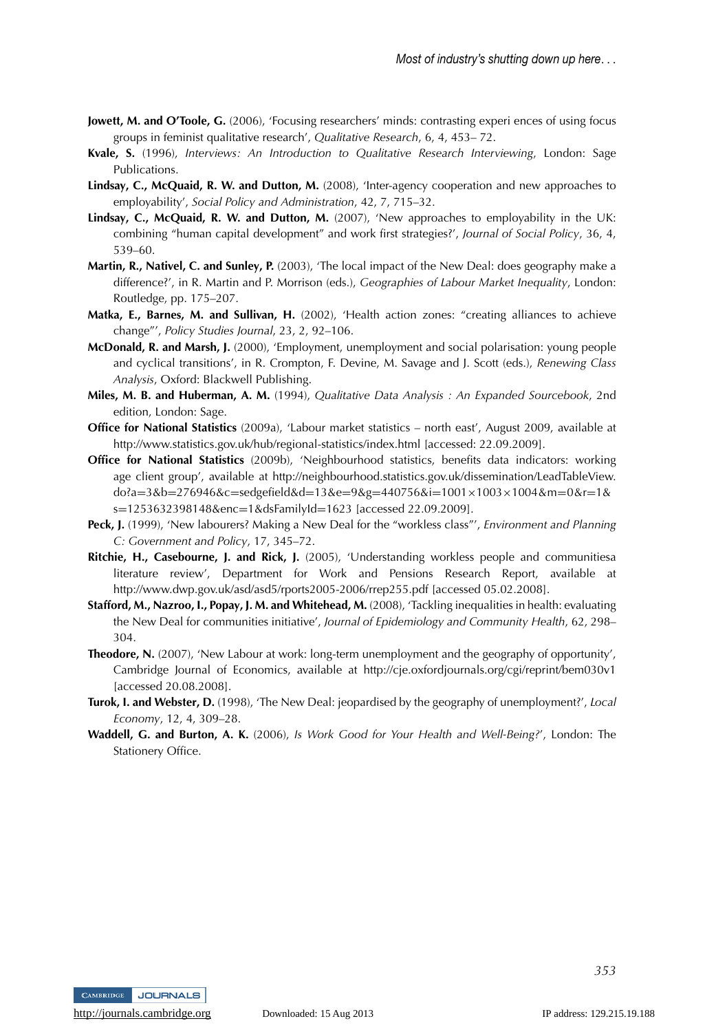**Jowett, M. and O'Toole, G.** (2006), 'Focusing researchers' minds: contrasting experi ences of using focus groups in feminist qualitative research', *Qualitative Research*, 6, 4, 453– 72.

**Kvale, S.** (1996), *Interviews: An Introduction to Qualitative Research Interviewing*, London: Sage Publications.

**Lindsay, C., McQuaid, R. W. and Dutton, M.** (2008), 'Inter-agency cooperation and new approaches to employability', *Social Policy and Administration*, 42, 7, 715–32.

**Lindsay, C., McQuaid, R. W. and Dutton, M.** (2007), 'New approaches to employability in the UK: combining "human capital development" and work first strategies?', *Journal of Social Policy*, 36, 4, 539–60.

**Martin, R., Nativel, C. and Sunley, P.** (2003), 'The local impact of the New Deal: does geography make a difference?', in R. Martin and P. Morrison (eds.), *Geographies of Labour Market Inequality*, London: Routledge, pp. 175–207.

**Matka, E., Barnes, M. and Sullivan, H.** (2002), 'Health action zones: "creating alliances to achieve change"', *Policy Studies Journal*, 23, 2, 92–106.

**McDonald, R. and Marsh, J.** (2000), 'Employment, unemployment and social polarisation: young people and cyclical transitions', in R. Crompton, F. Devine, M. Savage and J. Scott (eds.), *Renewing Class Analysis*, Oxford: Blackwell Publishing.

**Miles, M. B. and Huberman, A. M.** (1994), *Qualitative Data Analysis : An Expanded Sourcebook*, 2nd edition, London: Sage.

**Office for National Statistics** (2009a), 'Labour market statistics – north east', August 2009, available at http://www.statistics.gov.uk/hub/regional-statistics/index.html [accessed: 22.09.2009].

**Office for National Statistics** (2009b), 'Neighbourhood statistics, benefits data indicators: working age client group', available at http://neighbourhood.statistics.gov.uk/dissemination/LeadTableView.do?a=3&b=276946&c=sedgefield&d=13&e=9&g=440756&i=1001×1003×1004&m=0&r=1&s=1253632398148&enc=1&dsFamilyId=1623 [accessed 22.09.2009].

**Peck, J.** (1999), 'New labourers? Making a New Deal for the "workless class"', *Environment and Planning C: Government and Policy*, 17, 345–72.

**Ritchie, H., Casebourne, J. and Rick, J.** (2005), 'Understanding workless people and communitiesa literature review', Department for Work and Pensions Research Report, available at http://www.dwp.gov.uk/asd/asd5/rports2005-2006/rrep255.pdf [accessed 05.02.2008].

**Stafford, M., Nazroo, I., Popay, J. M. and Whitehead, M.** (2008), 'Tackling inequalities in health: evaluating the New Deal for communities initiative', *Journal of Epidemiology and Community Health*, 62, 298–304.

**Theodore, N.** (2007), 'New Labour at work: long-term unemployment and the geography of opportunity', Cambridge Journal of Economics, available at http://cje.oxfordjournals.org/cgi/reprint/bem030v1 [accessed 20.08.2008].

**Turok, I. and Webster, D.** (1998), 'The New Deal: jeopardised by the geography of unemployment?', *Local Economy*, 12, 4, 309–28.

**Waddell, G. and Burton, A. K.** (2006), *Is Work Good for Your Health and Well-Being?*', London: The Stationery Office.